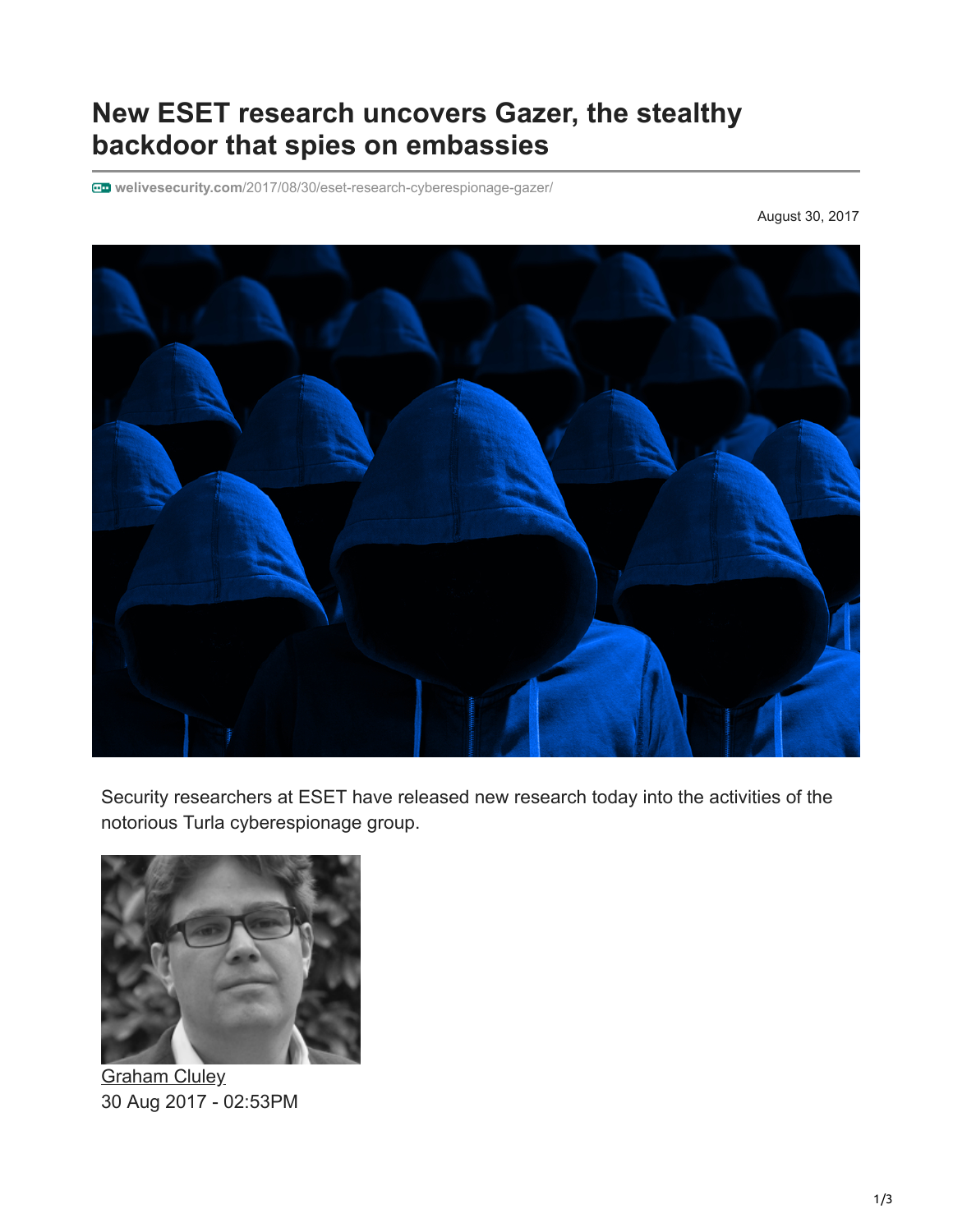# New ESET research uncovers Gazer, the stealthy backdoor that spies on embassies

welivesecurity.com/2017/08/30/eset-research-cyberespionage-gazer/

August 30, 2017

Security researchers at ESET have released new research today into the activities of the notorious Turla cyberespionage group.

Graham Cluley
30 Aug 2017 - 02:53PM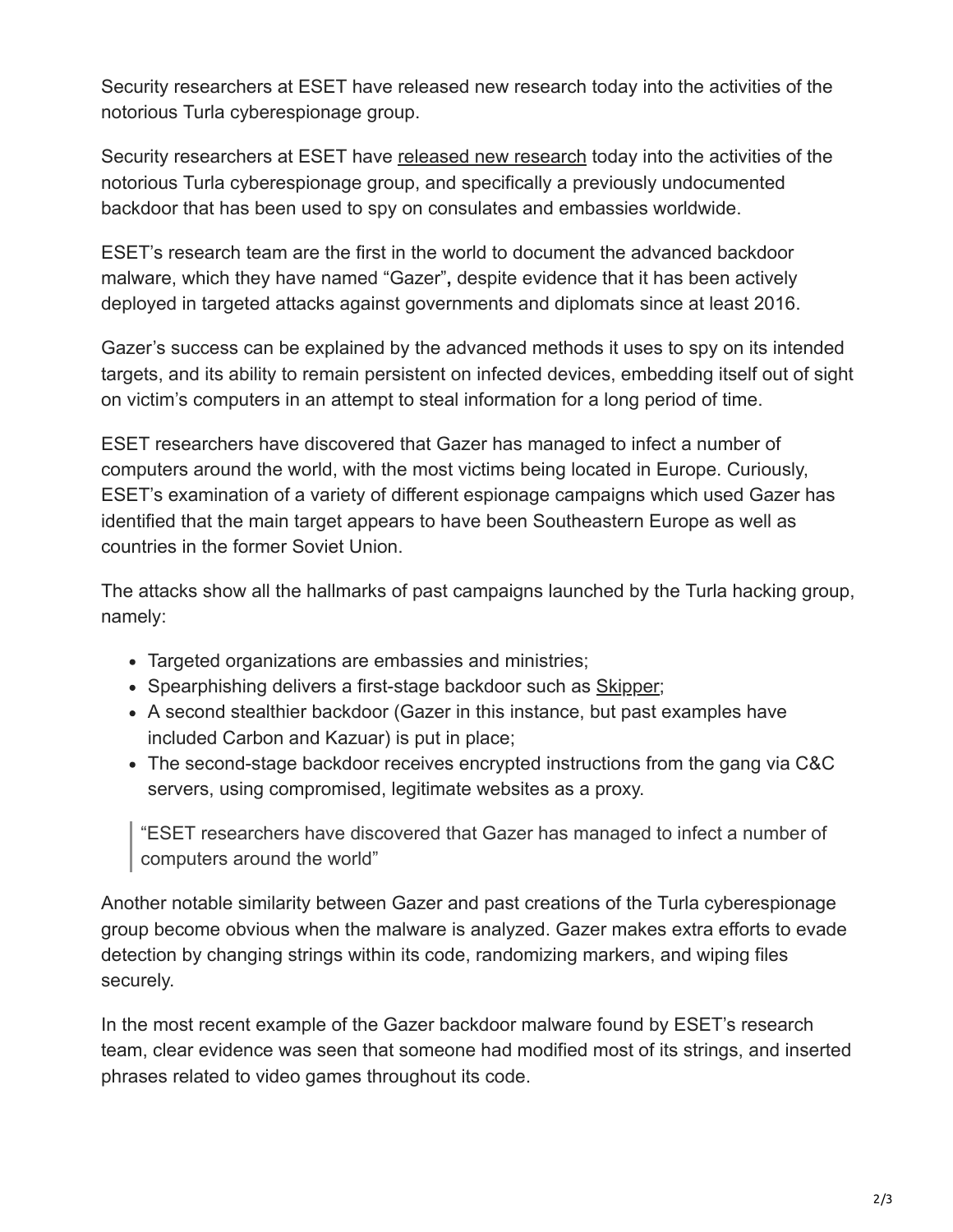Security researchers at ESET have released new research today into the activities of the notorious Turla cyberespionage group.

Security researchers at ESET have released new research today into the activities of the notorious Turla cyberespionage group, and specifically a previously undocumented backdoor that has been used to spy on consulates and embassies worldwide.

ESET's research team are the first in the world to document the advanced backdoor malware, which they have named "Gazer"**,** despite evidence that it has been actively deployed in targeted attacks against governments and diplomats since at least 2016.

Gazer's success can be explained by the advanced methods it uses to spy on its intended targets, and its ability to remain persistent on infected devices, embedding itself out of sight on victim's computers in an attempt to steal information for a long period of time.

ESET researchers have discovered that Gazer has managed to infect a number of computers around the world, with the most victims being located in Europe. Curiously, ESET's examination of a variety of different espionage campaigns which used Gazer has identified that the main target appears to have been Southeastern Europe as well as countries in the former Soviet Union.

The attacks show all the hallmarks of past campaigns launched by the Turla hacking group, namely:

- Targeted organizations are embassies and ministries;
- Spearphishing delivers a first-stage backdoor such as Skipper;
- A second stealthier backdoor (Gazer in this instance, but past examples have included Carbon and Kazuar) is put in place;
- The second-stage backdoor receives encrypted instructions from the gang via C&C servers, using compromised, legitimate websites as a proxy.

> "ESET researchers have discovered that Gazer has managed to infect a number of computers around the world"

Another notable similarity between Gazer and past creations of the Turla cyberespionage group become obvious when the malware is analyzed. Gazer makes extra efforts to evade detection by changing strings within its code, randomizing markers, and wiping files securely.

In the most recent example of the Gazer backdoor malware found by ESET's research team, clear evidence was seen that someone had modified most of its strings, and inserted phrases related to video games throughout its code.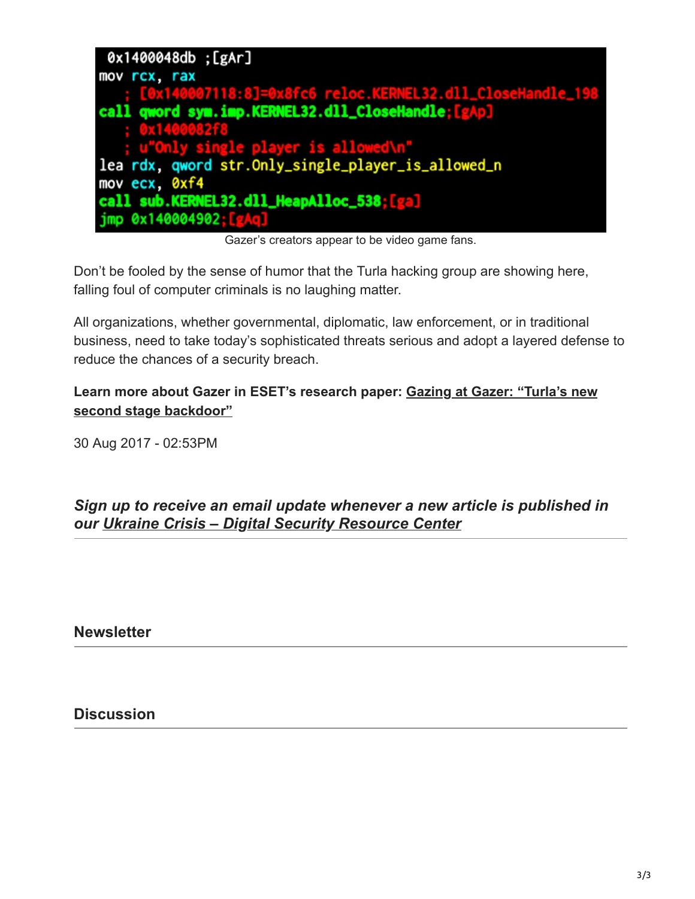```
 0x1400048db ;[gAr]
mov rcx, rax
    ; [0x140007118:8]=0x8fc6 reloc.KERNEL32.dll_CloseHandle_198
call qword sym.imp.KERNEL32.dll_CloseHandle;[gAp]
    ; 0x1400082f8
    ; u"Only single player is allowed\n"
lea rdx, qword str.Only_single_player_is_allowed_n
mov ecx, 0xf4
call sub.KERNEL32.dll_HeapAlloc_538;[ga]
jmp 0x140004902;[gAq]
```

Gazer's creators appear to be video game fans.

Don't be fooled by the sense of humor that the Turla hacking group are showing here, falling foul of computer criminals is no laughing matter.

All organizations, whether governmental, diplomatic, law enforcement, or in traditional business, need to take today's sophisticated threats serious and adopt a layered defense to reduce the chances of a security breach.

**Learn more about Gazer in ESET's research paper: Gazing at Gazer: "Turla's new second stage backdoor"**

30 Aug 2017 - 02:53PM

***Sign up to receive an email update whenever a new article is published in our Ukraine Crisis – Digital Security Resource Center***

## Newsletter

## Discussion